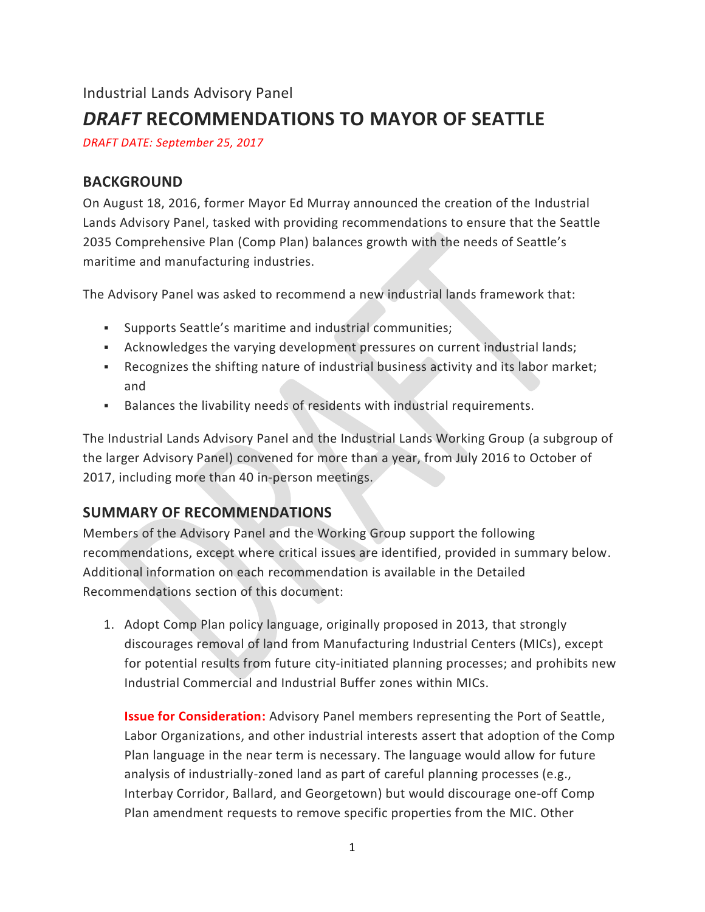Industrial Lands Advisory Panel

# *DRAFT* RECOMMENDATIONS TO MAYOR OF SEATTLE

*DRAFT DATE: September 25, 2017*

## BACKGROUND

On August 18, 2016, former Mayor Ed Murray announced the creation of the Industrial Lands Advisory Panel, tasked with providing recommendations to ensure that the Seattle 2035 Comprehensive Plan (Comp Plan) balances growth with the needs of Seattle's maritime and manufacturing industries.

The Advisory Panel was asked to recommend a new industrial lands framework that:

- Supports Seattle's maritime and industrial communities;
- Acknowledges the varying development pressures on current industrial lands;
- Recognizes the shifting nature of industrial business activity and its labor market; and
- Balances the livability needs of residents with industrial requirements.

The Industrial Lands Advisory Panel and the Industrial Lands Working Group (a subgroup of the larger Advisory Panel) convened for more than a year, from July 2016 to October of 2017, including more than 40 in-person meetings.

## SUMMARY OF RECOMMENDATIONS

Members of the Advisory Panel and the Working Group support the following recommendations, except where critical issues are identified, provided in summary below. Additional information on each recommendation is available in the Detailed Recommendations section of this document:

1. Adopt Comp Plan policy language, originally proposed in 2013, that strongly discourages removal of land from Manufacturing Industrial Centers (MICs), except for potential results from future city-initiated planning processes; and prohibits new Industrial Commercial and Industrial Buffer zones within MICs.

   **Issue for Consideration:** Advisory Panel members representing the Port of Seattle, Labor Organizations, and other industrial interests assert that adoption of the Comp Plan language in the near term is necessary. The language would allow for future analysis of industrially-zoned land as part of careful planning processes (e.g., Interbay Corridor, Ballard, and Georgetown) but would discourage one-off Comp Plan amendment requests to remove specific properties from the MIC. Other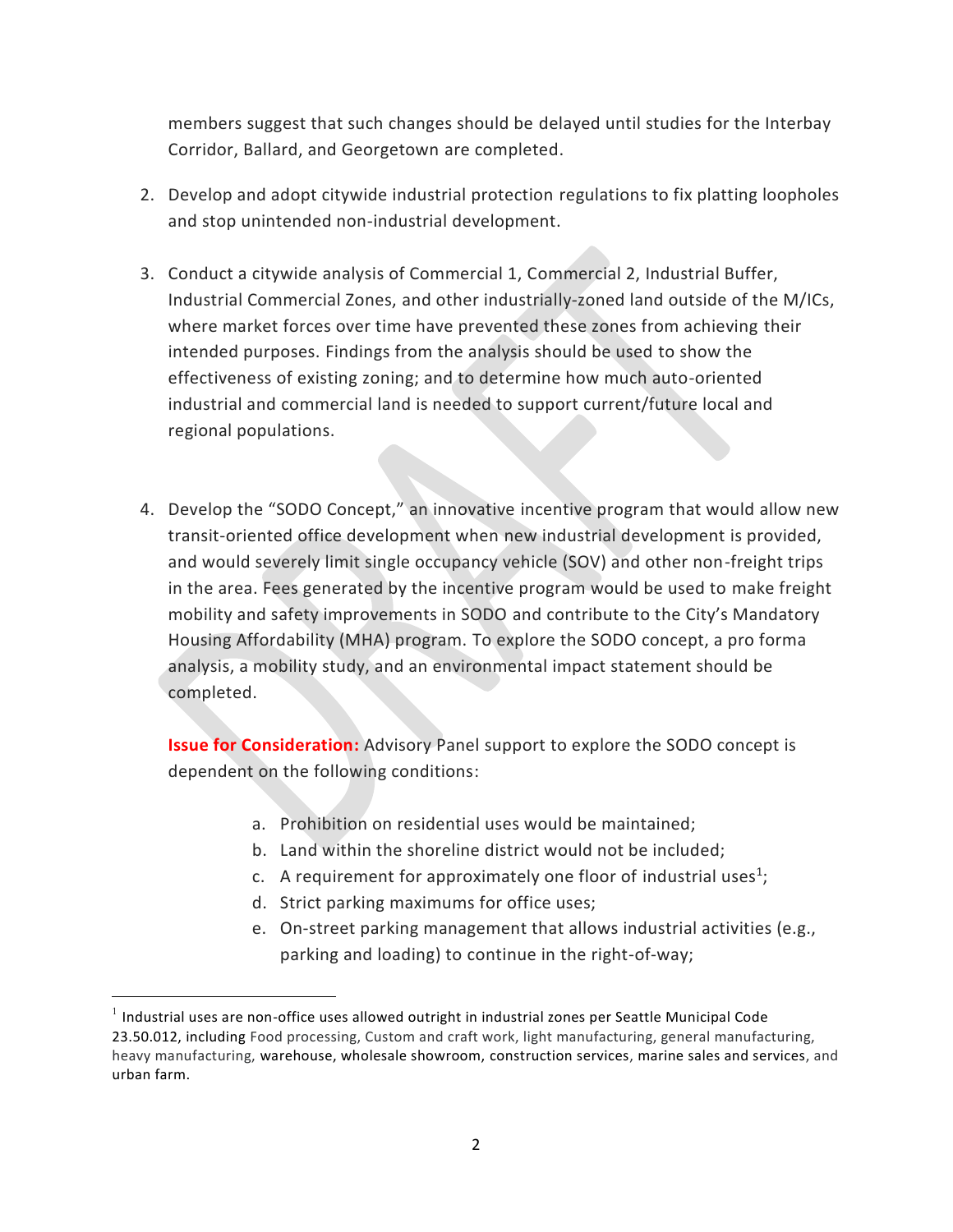members suggest that such changes should be delayed until studies for the Interbay Corridor, Ballard, and Georgetown are completed.

2. Develop and adopt citywide industrial protection regulations to fix platting loopholes and stop unintended non-industrial development.

3. Conduct a citywide analysis of Commercial 1, Commercial 2, Industrial Buffer, Industrial Commercial Zones, and other industrially-zoned land outside of the M/ICs, where market forces over time have prevented these zones from achieving their intended purposes. Findings from the analysis should be used to show the effectiveness of existing zoning; and to determine how much auto-oriented industrial and commercial land is needed to support current/future local and regional populations.

4. Develop the "SODO Concept," an innovative incentive program that would allow new transit-oriented office development when new industrial development is provided, and would severely limit single occupancy vehicle (SOV) and other non-freight trips in the area. Fees generated by the incentive program would be used to make freight mobility and safety improvements in SODO and contribute to the City's Mandatory Housing Affordability (MHA) program. To explore the SODO concept, a pro forma analysis, a mobility study, and an environmental impact statement should be completed.

   **Issue for Consideration:** Advisory Panel support to explore the SODO concept is dependent on the following conditions:

   a. Prohibition on residential uses would be maintained;
   b. Land within the shoreline district would not be included;
   c. A requirement for approximately one floor of industrial uses[1];
   d. Strict parking maximums for office uses;
   e. On-street parking management that allows industrial activities (e.g., parking and loading) to continue in the right-of-way;

[1] Industrial uses are non-office uses allowed outright in industrial zones per Seattle Municipal Code 23.50.012, including Food processing, Custom and craft work, light manufacturing, general manufacturing, heavy manufacturing, warehouse, wholesale showroom, construction services, marine sales and services, and urban farm.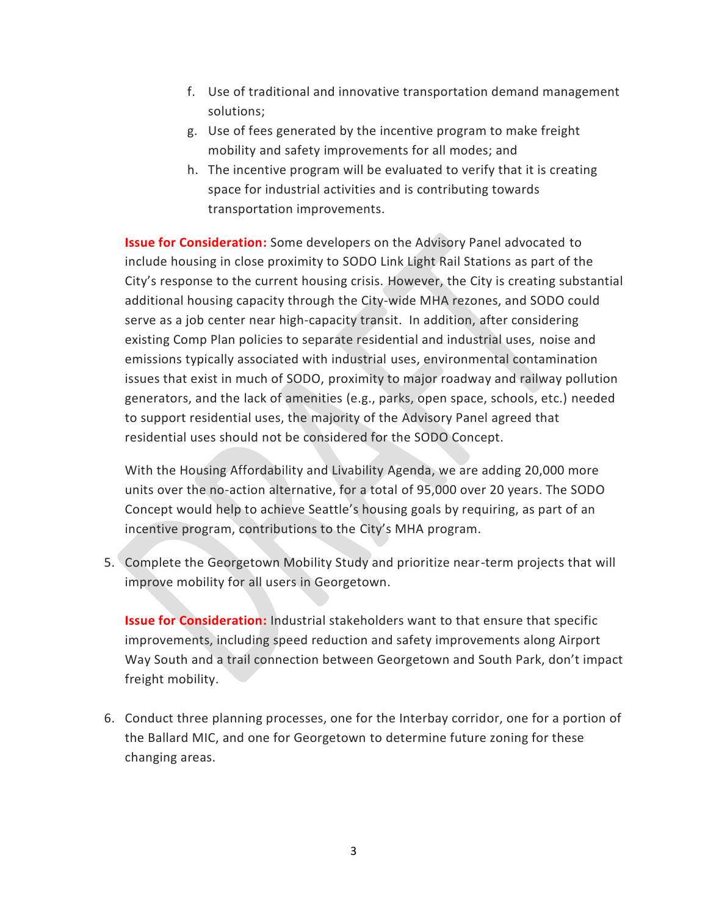f. Use of traditional and innovative transportation demand management solutions;
g. Use of fees generated by the incentive program to make freight mobility and safety improvements for all modes; and
h. The incentive program will be evaluated to verify that it is creating space for industrial activities and is contributing towards transportation improvements.

**Issue for Consideration:** Some developers on the Advisory Panel advocated to include housing in close proximity to SODO Link Light Rail Stations as part of the City's response to the current housing crisis. However, the City is creating substantial additional housing capacity through the City-wide MHA rezones, and SODO could serve as a job center near high-capacity transit. In addition, after considering existing Comp Plan policies to separate residential and industrial uses, noise and emissions typically associated with industrial uses, environmental contamination issues that exist in much of SODO, proximity to major roadway and railway pollution generators, and the lack of amenities (e.g., parks, open space, schools, etc.) needed to support residential uses, the majority of the Advisory Panel agreed that residential uses should not be considered for the SODO Concept.

With the Housing Affordability and Livability Agenda, we are adding 20,000 more units over the no-action alternative, for a total of 95,000 over 20 years. The SODO Concept would help to achieve Seattle's housing goals by requiring, as part of an incentive program, contributions to the City's MHA program.

5. Complete the Georgetown Mobility Study and prioritize near-term projects that will improve mobility for all users in Georgetown.

   **Issue for Consideration:** Industrial stakeholders want to that ensure that specific improvements, including speed reduction and safety improvements along Airport Way South and a trail connection between Georgetown and South Park, don't impact freight mobility.

6. Conduct three planning processes, one for the Interbay corridor, one for a portion of the Ballard MIC, and one for Georgetown to determine future zoning for these changing areas.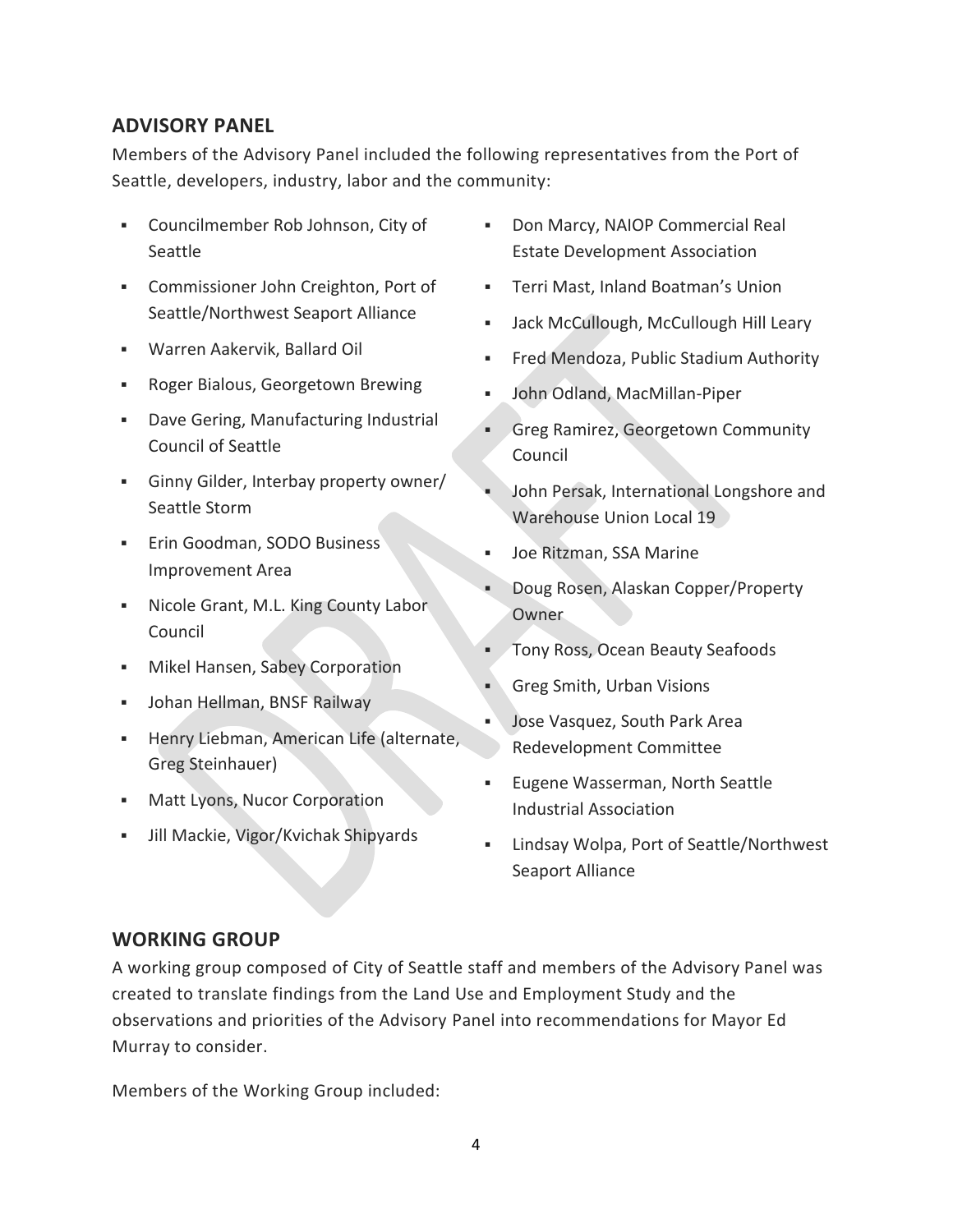## ADVISORY PANEL

Members of the Advisory Panel included the following representatives from the Port of Seattle, developers, industry, labor and the community:

- Councilmember Rob Johnson, City of Seattle
- Commissioner John Creighton, Port of Seattle/Northwest Seaport Alliance
- Warren Aakervik, Ballard Oil
- Roger Bialous, Georgetown Brewing
- Dave Gering, Manufacturing Industrial Council of Seattle
- Ginny Gilder, Interbay property owner/ Seattle Storm
- Erin Goodman, SODO Business Improvement Area
- Nicole Grant, M.L. King County Labor Council
- Mikel Hansen, Sabey Corporation
- Johan Hellman, BNSF Railway
- Henry Liebman, American Life (alternate, Greg Steinhauer)
- Matt Lyons, Nucor Corporation
- Jill Mackie, Vigor/Kvichak Shipyards
- Don Marcy, NAIOP Commercial Real Estate Development Association
- Terri Mast, Inland Boatman's Union
- Jack McCullough, McCullough Hill Leary
- Fred Mendoza, Public Stadium Authority
- John Odland, MacMillan-Piper
- Greg Ramirez, Georgetown Community Council
- John Persak, International Longshore and Warehouse Union Local 19
- Joe Ritzman, SSA Marine
- Doug Rosen, Alaskan Copper/Property Owner
- Tony Ross, Ocean Beauty Seafoods
- Greg Smith, Urban Visions
- Jose Vasquez, South Park Area Redevelopment Committee
- Eugene Wasserman, North Seattle Industrial Association
- Lindsay Wolpa, Port of Seattle/Northwest Seaport Alliance

## WORKING GROUP

A working group composed of City of Seattle staff and members of the Advisory Panel was created to translate findings from the Land Use and Employment Study and the observations and priorities of the Advisory Panel into recommendations for Mayor Ed Murray to consider.

Members of the Working Group included: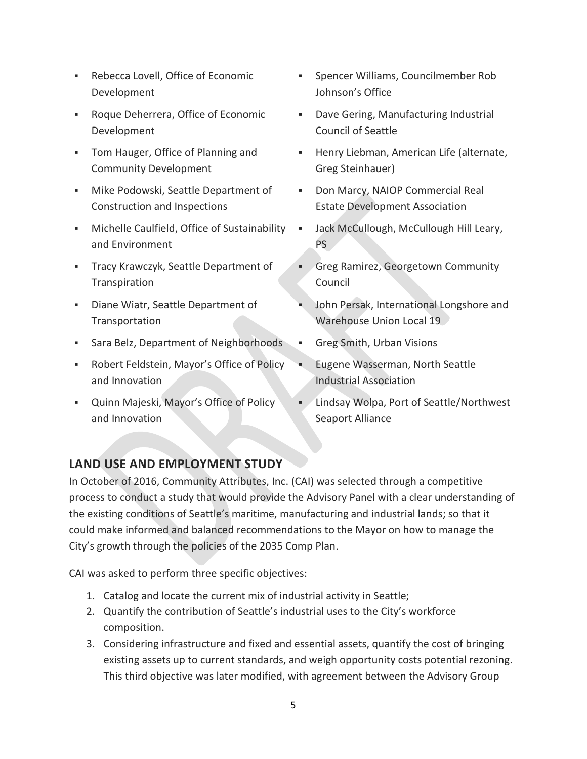- Rebecca Lovell, Office of Economic Development
- Roque Deherrera, Office of Economic Development
- Tom Hauger, Office of Planning and Community Development
- Mike Podowski, Seattle Department of Construction and Inspections
- Michelle Caulfield, Office of Sustainability and Environment
- Tracy Krawczyk, Seattle Department of Transpiration
- Diane Wiatr, Seattle Department of Transportation
- Sara Belz, Department of Neighborhoods
- Robert Feldstein, Mayor's Office of Policy and Innovation
- Quinn Majeski, Mayor's Office of Policy and Innovation
- Spencer Williams, Councilmember Rob Johnson's Office
- Dave Gering, Manufacturing Industrial Council of Seattle
- Henry Liebman, American Life (alternate, Greg Steinhauer)
- Don Marcy, NAIOP Commercial Real Estate Development Association
- Jack McCullough, McCullough Hill Leary, PS
- Greg Ramirez, Georgetown Community Council
- John Persak, International Longshore and Warehouse Union Local 19
- Greg Smith, Urban Visions
- Eugene Wasserman, North Seattle Industrial Association
- Lindsay Wolpa, Port of Seattle/Northwest Seaport Alliance

## LAND USE AND EMPLOYMENT STUDY

In October of 2016, Community Attributes, Inc. (CAI) was selected through a competitive process to conduct a study that would provide the Advisory Panel with a clear understanding of the existing conditions of Seattle's maritime, manufacturing and industrial lands; so that it could make informed and balanced recommendations to the Mayor on how to manage the City's growth through the policies of the 2035 Comp Plan.

CAI was asked to perform three specific objectives:

1. Catalog and locate the current mix of industrial activity in Seattle;
2. Quantify the contribution of Seattle's industrial uses to the City's workforce composition.
3. Considering infrastructure and fixed and essential assets, quantify the cost of bringing existing assets up to current standards, and weigh opportunity costs potential rezoning. This third objective was later modified, with agreement between the Advisory Group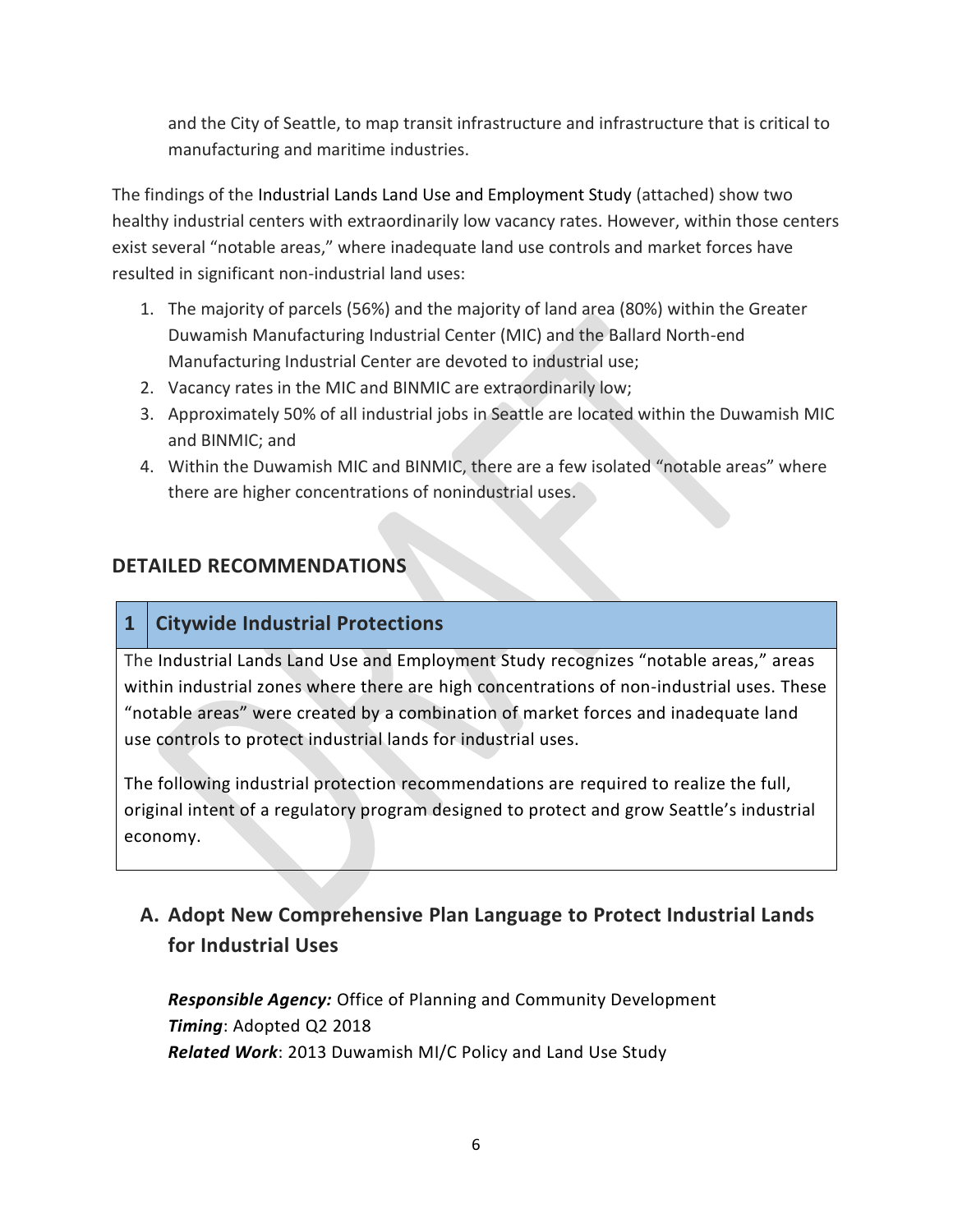and the City of Seattle, to map transit infrastructure and infrastructure that is critical to manufacturing and maritime industries.

The findings of the Industrial Lands Land Use and Employment Study (attached) show two healthy industrial centers with extraordinarily low vacancy rates. However, within those centers exist several "notable areas," where inadequate land use controls and market forces have resulted in significant non-industrial land uses:

1. The majority of parcels (56%) and the majority of land area (80%) within the Greater Duwamish Manufacturing Industrial Center (MIC) and the Ballard North-end Manufacturing Industrial Center are devoted to industrial use;
2. Vacancy rates in the MIC and BINMIC are extraordinarily low;
3. Approximately 50% of all industrial jobs in Seattle are located within the Duwamish MIC and BINMIC; and
4. Within the Duwamish MIC and BINMIC, there are a few isolated "notable areas" where there are higher concentrations of nonindustrial uses.

## DETAILED RECOMMENDATIONS

### 1 Citywide Industrial Protections

The Industrial Lands Land Use and Employment Study recognizes "notable areas," areas within industrial zones where there are high concentrations of non-industrial uses. These "notable areas" were created by a combination of market forces and inadequate land use controls to protect industrial lands for industrial uses.

The following industrial protection recommendations are required to realize the full, original intent of a regulatory program designed to protect and grow Seattle's industrial economy.

### A. Adopt New Comprehensive Plan Language to Protect Industrial Lands for Industrial Uses

***Responsible Agency:*** Office of Planning and Community Development
***Timing***: Adopted Q2 2018
***Related Work***: 2013 Duwamish MI/C Policy and Land Use Study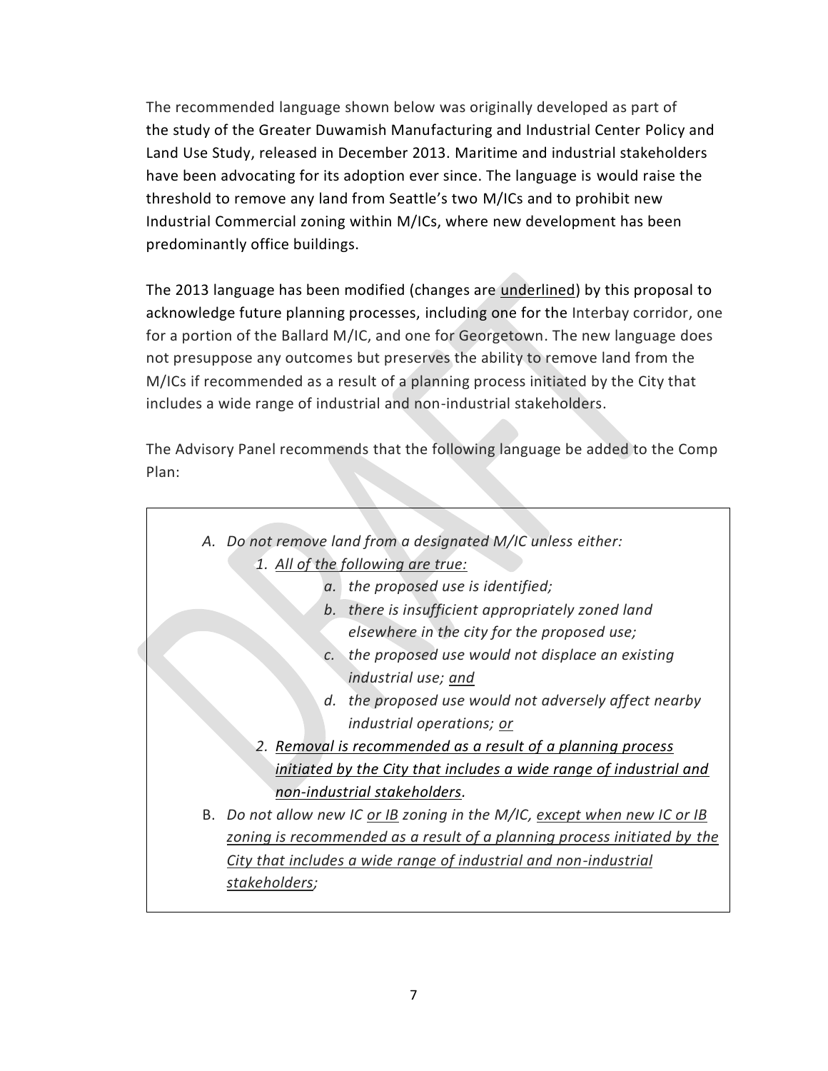The recommended language shown below was originally developed as part of the study of the Greater Duwamish Manufacturing and Industrial Center Policy and Land Use Study, released in December 2013. Maritime and industrial stakeholders have been advocating for its adoption ever since. The language is would raise the threshold to remove any land from Seattle's two M/ICs and to prohibit new Industrial Commercial zoning within M/ICs, where new development has been predominantly office buildings.

The 2013 language has been modified (changes are <u>underlined</u>) by this proposal to acknowledge future planning processes, including one for the Interbay corridor, one for a portion of the Ballard M/IC, and one for Georgetown. The new language does not presuppose any outcomes but preserves the ability to remove land from the M/ICs if recommended as a result of a planning process initiated by the City that includes a wide range of industrial and non-industrial stakeholders.

The Advisory Panel recommends that the following language be added to the Comp Plan:

> A. *Do not remove land from a designated M/IC unless either:*
>     1. <u>*All of the following are true:*</u>
>         a. *the proposed use is identified;*
>         b. *there is insufficient appropriately zoned land elsewhere in the city for the proposed use;*
>         c. *the proposed use would not displace an existing industrial use;* <u>*and*</u>
>         d. *the proposed use would not adversely affect nearby industrial operations;* <u>*or*</u>
>     2. <u>*Removal is recommended as a result of a planning process initiated by the City that includes a wide range of industrial and non-industrial stakeholders.*</u>
>
> B. *Do not allow new IC* <u>*or IB*</u> *zoning in the M/IC,* <u>*except when new IC or IB zoning is recommended as a result of a planning process initiated by the City that includes a wide range of industrial and non-industrial stakeholders;*</u>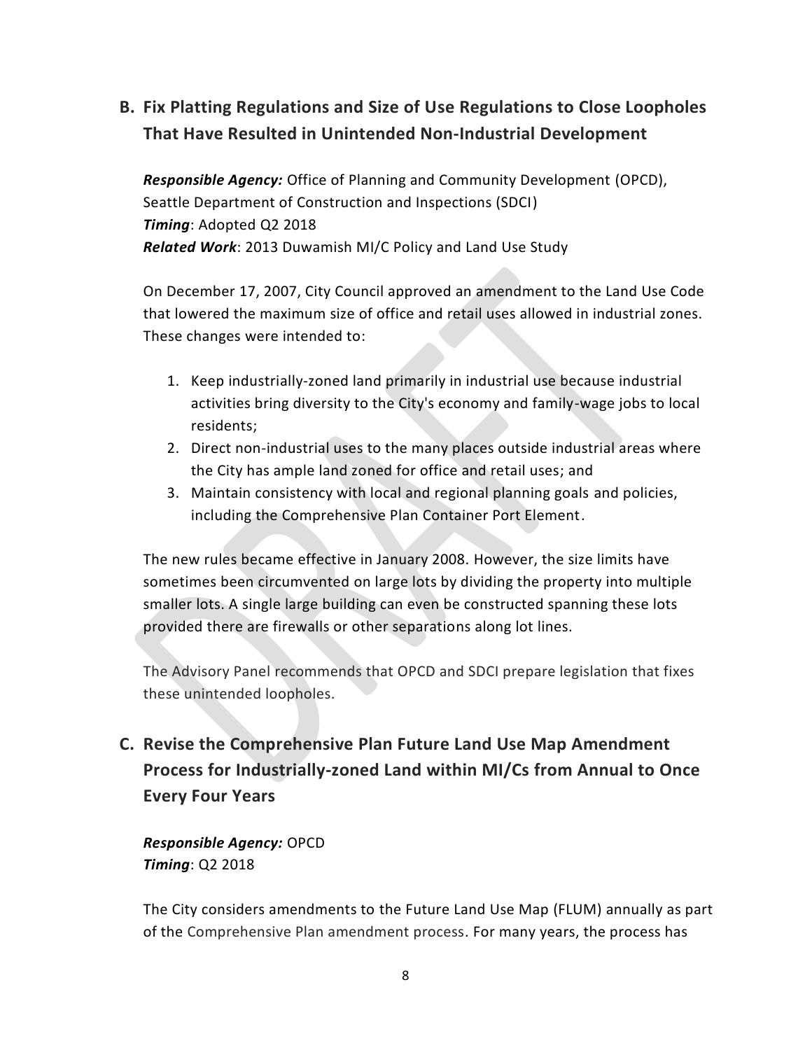## B. Fix Platting Regulations and Size of Use Regulations to Close Loopholes That Have Resulted in Unintended Non-Industrial Development

***Responsible Agency:*** Office of Planning and Community Development (OPCD), Seattle Department of Construction and Inspections (SDCI)
***Timing***: Adopted Q2 2018
***Related Work***: 2013 Duwamish MI/C Policy and Land Use Study

On December 17, 2007, City Council approved an amendment to the Land Use Code that lowered the maximum size of office and retail uses allowed in industrial zones. These changes were intended to:

1. Keep industrially-zoned land primarily in industrial use because industrial activities bring diversity to the City's economy and family-wage jobs to local residents;
2. Direct non-industrial uses to the many places outside industrial areas where the City has ample land zoned for office and retail uses; and
3. Maintain consistency with local and regional planning goals and policies, including the Comprehensive Plan Container Port Element.

The new rules became effective in January 2008. However, the size limits have sometimes been circumvented on large lots by dividing the property into multiple smaller lots. A single large building can even be constructed spanning these lots provided there are firewalls or other separations along lot lines.

The Advisory Panel recommends that OPCD and SDCI prepare legislation that fixes these unintended loopholes.

## C. Revise the Comprehensive Plan Future Land Use Map Amendment Process for Industrially-zoned Land within MI/Cs from Annual to Once Every Four Years

***Responsible Agency:*** OPCD
***Timing***: Q2 2018

The City considers amendments to the Future Land Use Map (FLUM) annually as part of the Comprehensive Plan amendment process. For many years, the process has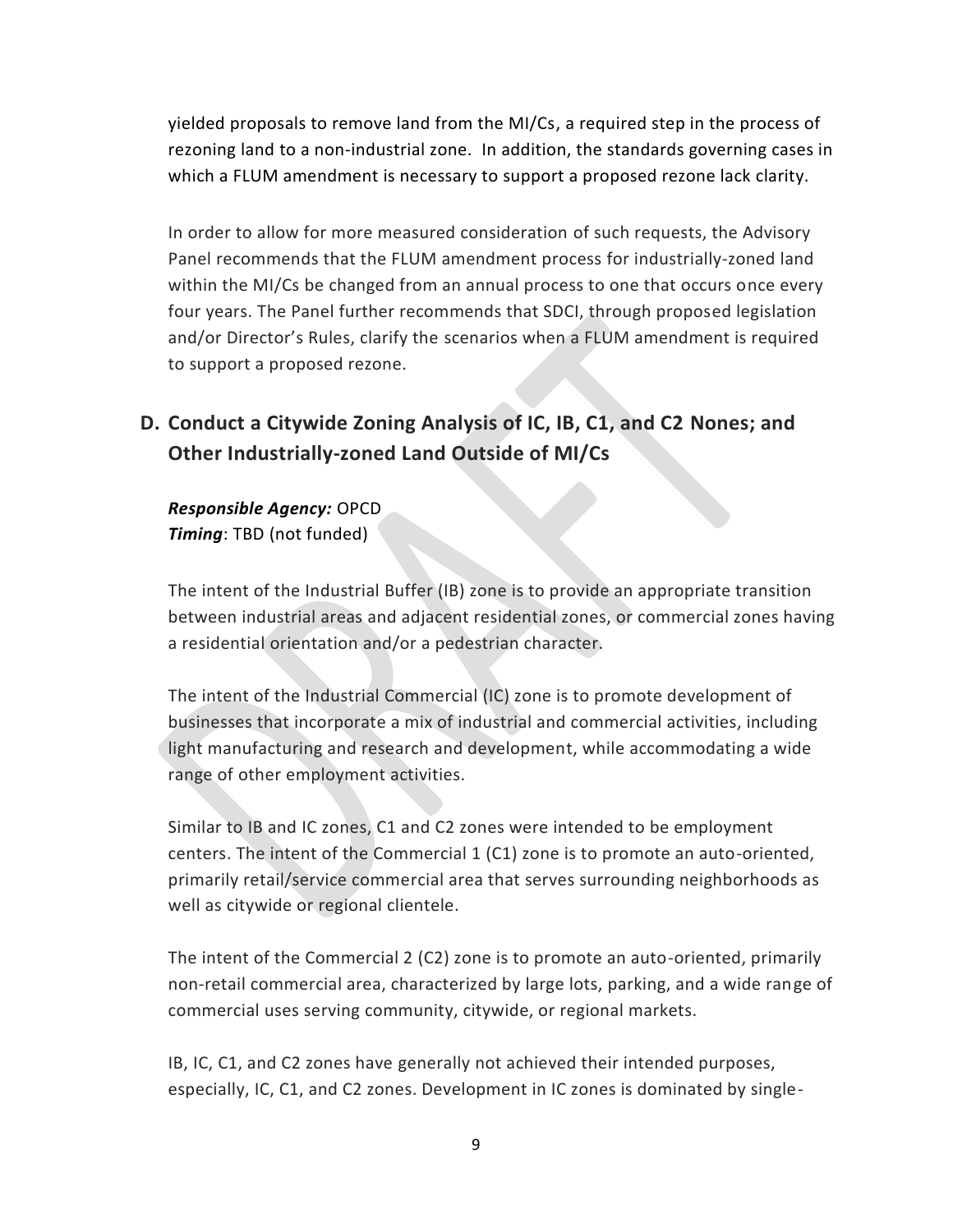yielded proposals to remove land from the MI/Cs, a required step in the process of rezoning land to a non-industrial zone. In addition, the standards governing cases in which a FLUM amendment is necessary to support a proposed rezone lack clarity.

In order to allow for more measured consideration of such requests, the Advisory Panel recommends that the FLUM amendment process for industrially-zoned land within the MI/Cs be changed from an annual process to one that occurs once every four years. The Panel further recommends that SDCI, through proposed legislation and/or Director's Rules, clarify the scenarios when a FLUM amendment is required to support a proposed rezone.

## D. Conduct a Citywide Zoning Analysis of IC, IB, C1, and C2 Nones; and Other Industrially-zoned Land Outside of MI/Cs

***Responsible Agency:*** OPCD
***Timing***: TBD (not funded)

The intent of the Industrial Buffer (IB) zone is to provide an appropriate transition between industrial areas and adjacent residential zones, or commercial zones having a residential orientation and/or a pedestrian character.

The intent of the Industrial Commercial (IC) zone is to promote development of businesses that incorporate a mix of industrial and commercial activities, including light manufacturing and research and development, while accommodating a wide range of other employment activities.

Similar to IB and IC zones, C1 and C2 zones were intended to be employment centers. The intent of the Commercial 1 (C1) zone is to promote an auto-oriented, primarily retail/service commercial area that serves surrounding neighborhoods as well as citywide or regional clientele.

The intent of the Commercial 2 (C2) zone is to promote an auto-oriented, primarily non-retail commercial area, characterized by large lots, parking, and a wide range of commercial uses serving community, citywide, or regional markets.

IB, IC, C1, and C2 zones have generally not achieved their intended purposes, especially, IC, C1, and C2 zones. Development in IC zones is dominated by single-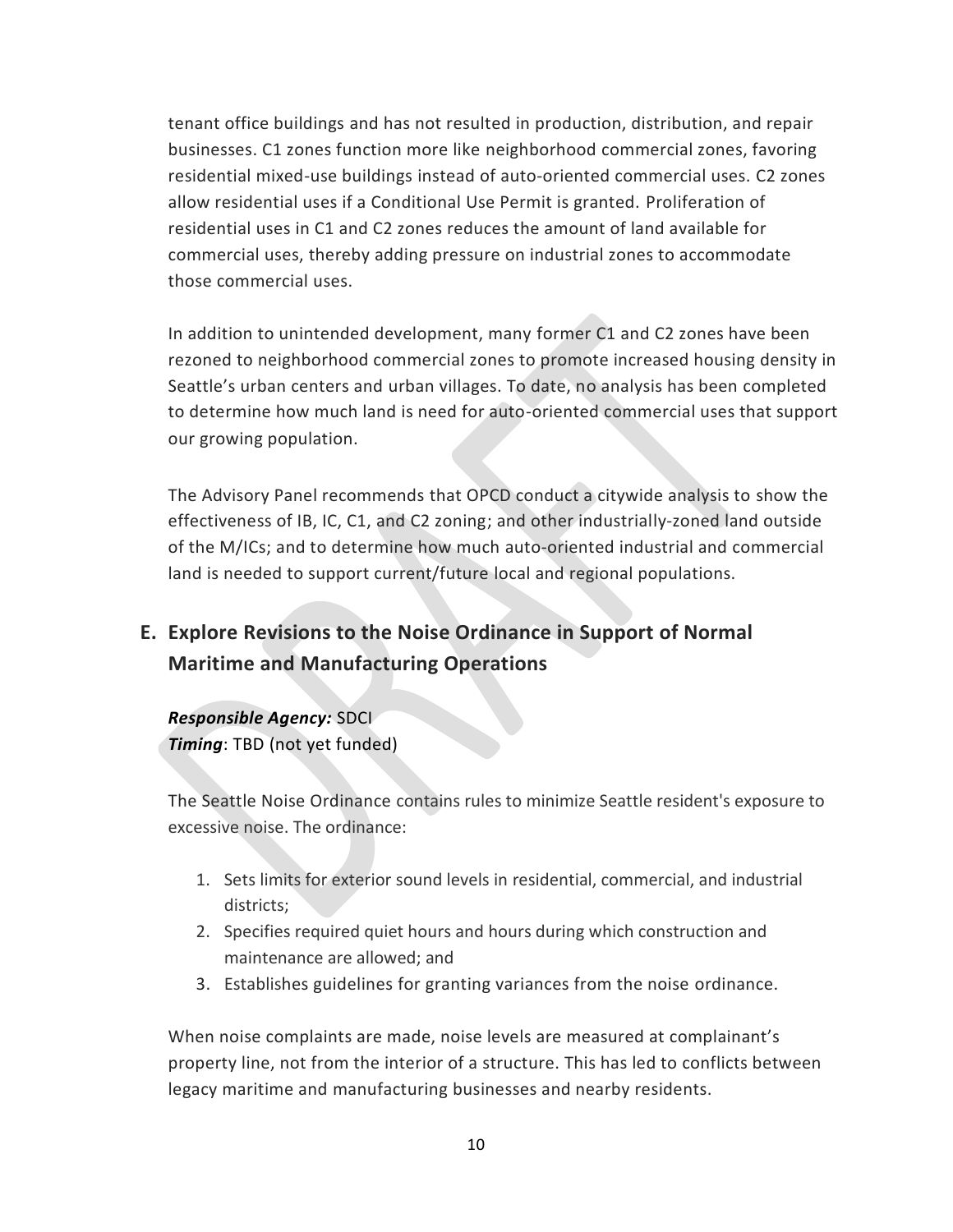tenant office buildings and has not resulted in production, distribution, and repair businesses. C1 zones function more like neighborhood commercial zones, favoring residential mixed-use buildings instead of auto-oriented commercial uses. C2 zones allow residential uses if a Conditional Use Permit is granted. Proliferation of residential uses in C1 and C2 zones reduces the amount of land available for commercial uses, thereby adding pressure on industrial zones to accommodate those commercial uses.

In addition to unintended development, many former C1 and C2 zones have been rezoned to neighborhood commercial zones to promote increased housing density in Seattle's urban centers and urban villages. To date, no analysis has been completed to determine how much land is need for auto-oriented commercial uses that support our growing population.

The Advisory Panel recommends that OPCD conduct a citywide analysis to show the effectiveness of IB, IC, C1, and C2 zoning; and other industrially-zoned land outside of the M/ICs; and to determine how much auto-oriented industrial and commercial land is needed to support current/future local and regional populations.

## E. Explore Revisions to the Noise Ordinance in Support of Normal Maritime and Manufacturing Operations

***Responsible Agency:*** SDCI
***Timing***: TBD (not yet funded)

The Seattle Noise Ordinance contains rules to minimize Seattle resident's exposure to excessive noise. The ordinance:

1. Sets limits for exterior sound levels in residential, commercial, and industrial districts;
2. Specifies required quiet hours and hours during which construction and maintenance are allowed; and
3. Establishes guidelines for granting variances from the noise ordinance.

When noise complaints are made, noise levels are measured at complainant's property line, not from the interior of a structure. This has led to conflicts between legacy maritime and manufacturing businesses and nearby residents.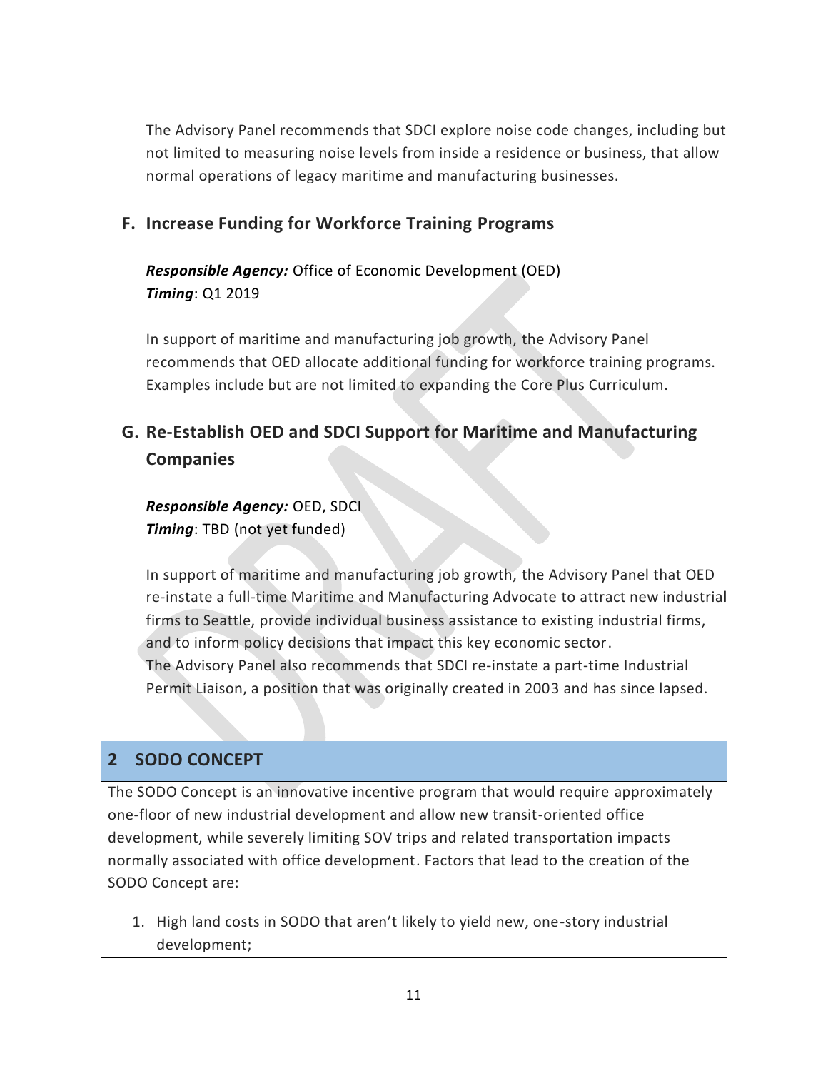The Advisory Panel recommends that SDCI explore noise code changes, including but not limited to measuring noise levels from inside a residence or business, that allow normal operations of legacy maritime and manufacturing businesses.

### F. Increase Funding for Workforce Training Programs

***Responsible Agency:*** Office of Economic Development (OED)
***Timing***: Q1 2019

In support of maritime and manufacturing job growth, the Advisory Panel recommends that OED allocate additional funding for workforce training programs. Examples include but are not limited to expanding the Core Plus Curriculum.

### G. Re-Establish OED and SDCI Support for Maritime and Manufacturing Companies

***Responsible Agency:*** OED, SDCI
***Timing***: TBD (not yet funded)

In support of maritime and manufacturing job growth, the Advisory Panel that OED re-instate a full-time Maritime and Manufacturing Advocate to attract new industrial firms to Seattle, provide individual business assistance to existing industrial firms, and to inform policy decisions that impact this key economic sector.
The Advisory Panel also recommends that SDCI re-instate a part-time Industrial Permit Liaison, a position that was originally created in 2003 and has since lapsed.

## 2 SODO CONCEPT

The SODO Concept is an innovative incentive program that would require approximately one-floor of new industrial development and allow new transit-oriented office development, while severely limiting SOV trips and related transportation impacts normally associated with office development. Factors that lead to the creation of the SODO Concept are:

1. High land costs in SODO that aren't likely to yield new, one-story industrial development;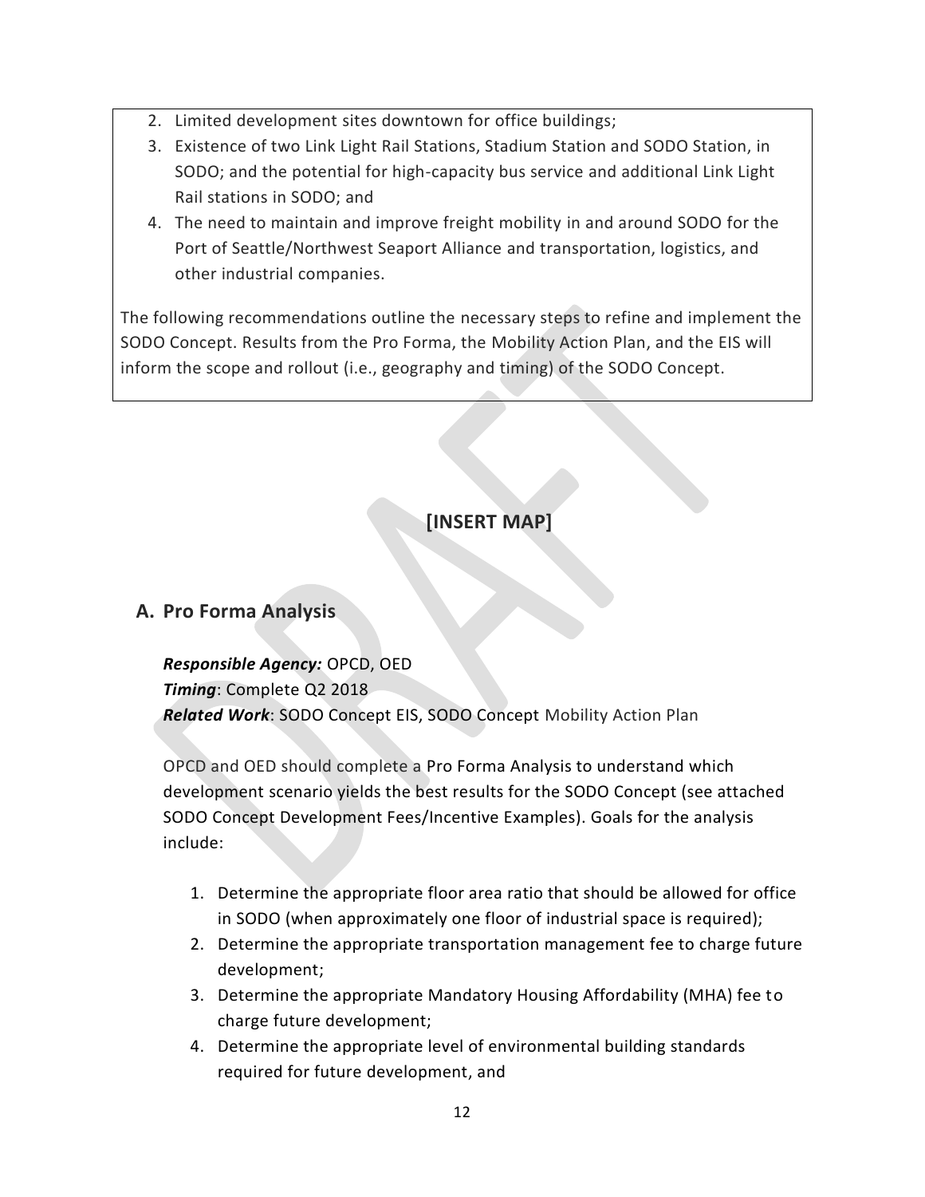2. Limited development sites downtown for office buildings;
3. Existence of two Link Light Rail Stations, Stadium Station and SODO Station, in SODO; and the potential for high-capacity bus service and additional Link Light Rail stations in SODO; and
4. The need to maintain and improve freight mobility in and around SODO for the Port of Seattle/Northwest Seaport Alliance and transportation, logistics, and other industrial companies.

The following recommendations outline the necessary steps to refine and implement the SODO Concept. Results from the Pro Forma, the Mobility Action Plan, and the EIS will inform the scope and rollout (i.e., geography and timing) of the SODO Concept.

**[INSERT MAP]**

## A. Pro Forma Analysis

***Responsible Agency:*** OPCD, OED
***Timing***: Complete Q2 2018
***Related Work***: SODO Concept EIS, SODO Concept Mobility Action Plan

OPCD and OED should complete a Pro Forma Analysis to understand which development scenario yields the best results for the SODO Concept (see attached SODO Concept Development Fees/Incentive Examples). Goals for the analysis include:

1. Determine the appropriate floor area ratio that should be allowed for office in SODO (when approximately one floor of industrial space is required);
2. Determine the appropriate transportation management fee to charge future development;
3. Determine the appropriate Mandatory Housing Affordability (MHA) fee to charge future development;
4. Determine the appropriate level of environmental building standards required for future development, and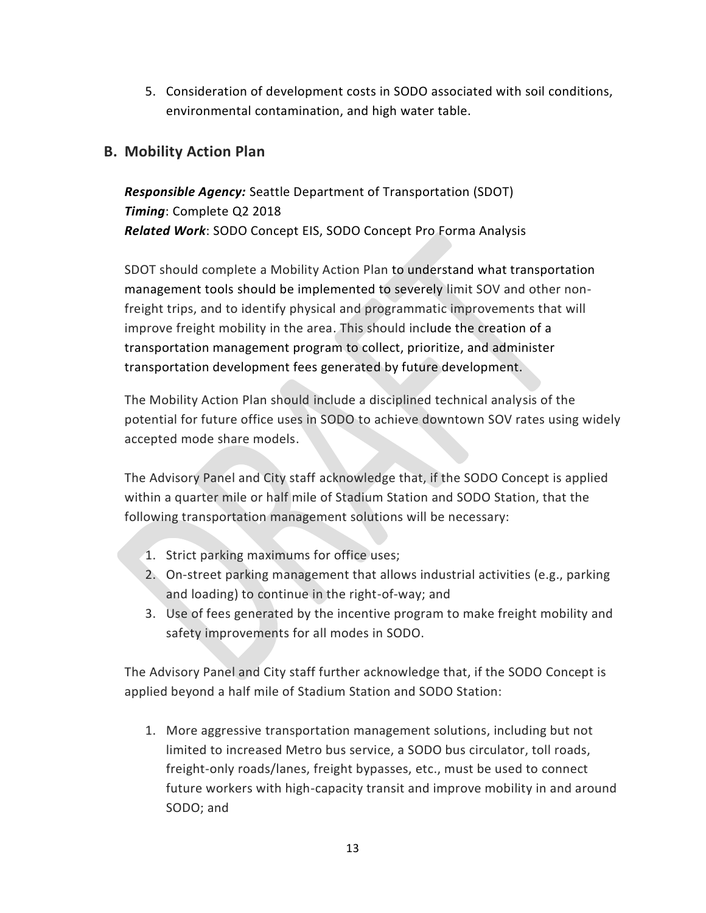5. Consideration of development costs in SODO associated with soil conditions, environmental contamination, and high water table.

## B. Mobility Action Plan

***Responsible Agency:*** Seattle Department of Transportation (SDOT)
***Timing***: Complete Q2 2018
***Related Work***: SODO Concept EIS, SODO Concept Pro Forma Analysis

SDOT should complete a Mobility Action Plan to understand what transportation management tools should be implemented to severely limit SOV and other non-freight trips, and to identify physical and programmatic improvements that will improve freight mobility in the area. This should include the creation of a transportation management program to collect, prioritize, and administer transportation development fees generated by future development.

The Mobility Action Plan should include a disciplined technical analysis of the potential for future office uses in SODO to achieve downtown SOV rates using widely accepted mode share models.

The Advisory Panel and City staff acknowledge that, if the SODO Concept is applied within a quarter mile or half mile of Stadium Station and SODO Station, that the following transportation management solutions will be necessary:

1. Strict parking maximums for office uses;
2. On-street parking management that allows industrial activities (e.g., parking and loading) to continue in the right-of-way; and
3. Use of fees generated by the incentive program to make freight mobility and safety improvements for all modes in SODO.

The Advisory Panel and City staff further acknowledge that, if the SODO Concept is applied beyond a half mile of Stadium Station and SODO Station:

1. More aggressive transportation management solutions, including but not limited to increased Metro bus service, a SODO bus circulator, toll roads, freight-only roads/lanes, freight bypasses, etc., must be used to connect future workers with high-capacity transit and improve mobility in and around SODO; and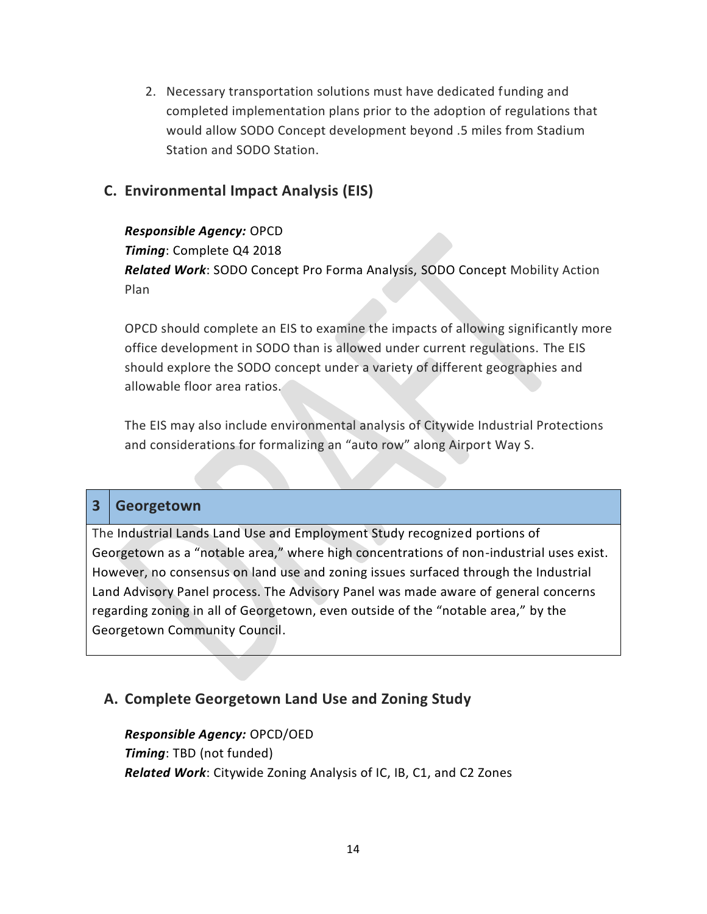2. Necessary transportation solutions must have dedicated funding and completed implementation plans prior to the adoption of regulations that would allow SODO Concept development beyond .5 miles from Stadium Station and SODO Station.

## C. Environmental Impact Analysis (EIS)

***Responsible Agency:*** OPCD
***Timing***: Complete Q4 2018
***Related Work***: SODO Concept Pro Forma Analysis, SODO Concept Mobility Action Plan

OPCD should complete an EIS to examine the impacts of allowing significantly more office development in SODO than is allowed under current regulations. The EIS should explore the SODO concept under a variety of different geographies and allowable floor area ratios.

The EIS may also include environmental analysis of Citywide Industrial Protections and considerations for formalizing an "auto row" along Airport Way S.

| 3 | Georgetown |
| --- | --- |
| The Industrial Lands Land Use and Employment Study recognized portions of Georgetown as a "notable area," where high concentrations of non-industrial uses exist. However, no consensus on land use and zoning issues surfaced through the Industrial Land Advisory Panel process. The Advisory Panel was made aware of general concerns regarding zoning in all of Georgetown, even outside of the "notable area," by the Georgetown Community Council. | |

## A. Complete Georgetown Land Use and Zoning Study

***Responsible Agency:*** OPCD/OED
***Timing***: TBD (not funded)
***Related Work***: Citywide Zoning Analysis of IC, IB, C1, and C2 Zones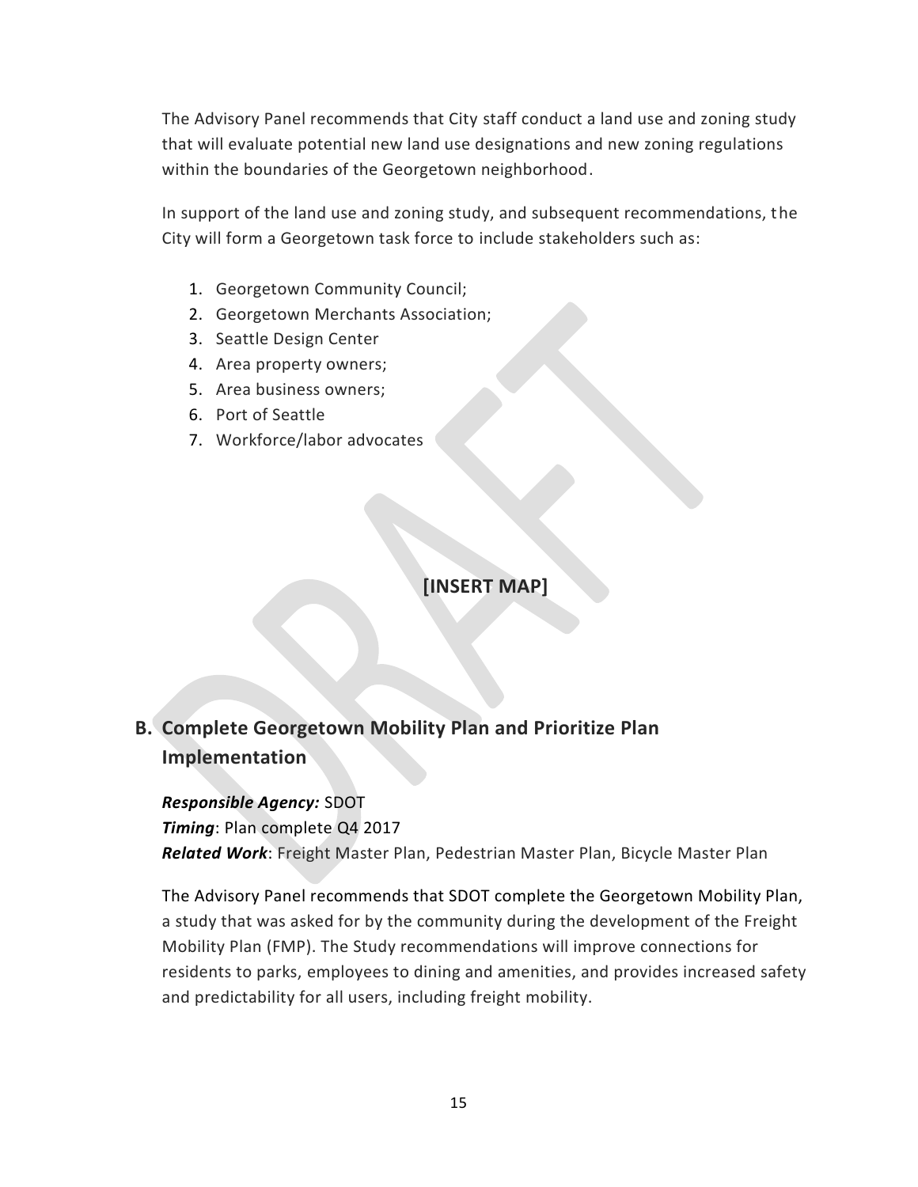The Advisory Panel recommends that City staff conduct a land use and zoning study that will evaluate potential new land use designations and new zoning regulations within the boundaries of the Georgetown neighborhood.

In support of the land use and zoning study, and subsequent recommendations, the City will form a Georgetown task force to include stakeholders such as:

1. Georgetown Community Council;
2. Georgetown Merchants Association;
3. Seattle Design Center
4. Area property owners;
5. Area business owners;
6. Port of Seattle
7. Workforce/labor advocates

**[INSERT MAP]**

## B. Complete Georgetown Mobility Plan and Prioritize Plan Implementation

***Responsible Agency:*** SDOT
***Timing***: Plan complete Q4 2017
***Related Work***: Freight Master Plan, Pedestrian Master Plan, Bicycle Master Plan

The Advisory Panel recommends that SDOT complete the Georgetown Mobility Plan, a study that was asked for by the community during the development of the Freight Mobility Plan (FMP). The Study recommendations will improve connections for residents to parks, employees to dining and amenities, and provides increased safety and predictability for all users, including freight mobility.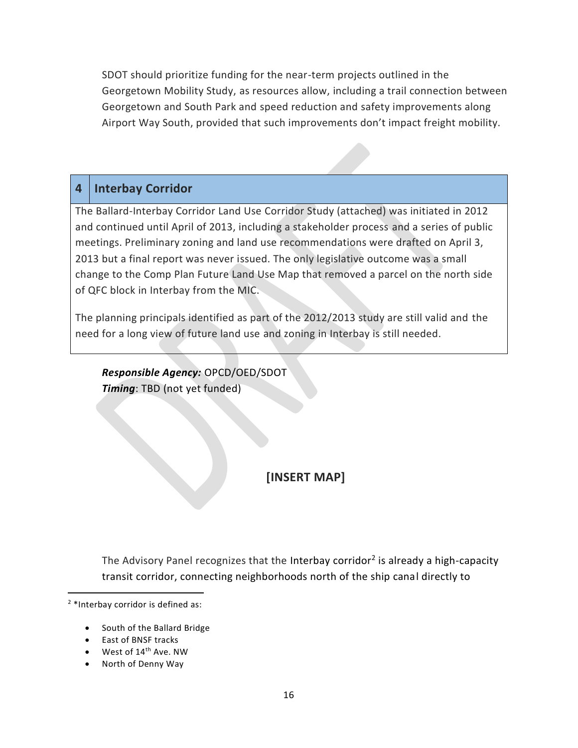SDOT should prioritize funding for the near-term projects outlined in the Georgetown Mobility Study, as resources allow, including a trail connection between Georgetown and South Park and speed reduction and safety improvements along Airport Way South, provided that such improvements don't impact freight mobility.

| 4 | Interbay Corridor |
|---|---|

The Ballard-Interbay Corridor Land Use Corridor Study (attached) was initiated in 2012 and continued until April of 2013, including a stakeholder process and a series of public meetings. Preliminary zoning and land use recommendations were drafted on April 3, 2013 but a final report was never issued. The only legislative outcome was a small change to the Comp Plan Future Land Use Map that removed a parcel on the north side of QFC block in Interbay from the MIC.

The planning principals identified as part of the 2012/2013 study are still valid and the need for a long view of future land use and zoning in Interbay is still needed.

***Responsible Agency:*** OPCD/OED/SDOT
***Timing***: TBD (not yet funded)

**[INSERT MAP]**

The Advisory Panel recognizes that the Interbay corridor[2] is already a high-capacity transit corridor, connecting neighborhoods north of the ship canal directly to

---

[2] \*Interbay corridor is defined as:

- South of the Ballard Bridge
- East of BNSF tracks
- West of 14th Ave. NW
- North of Denny Way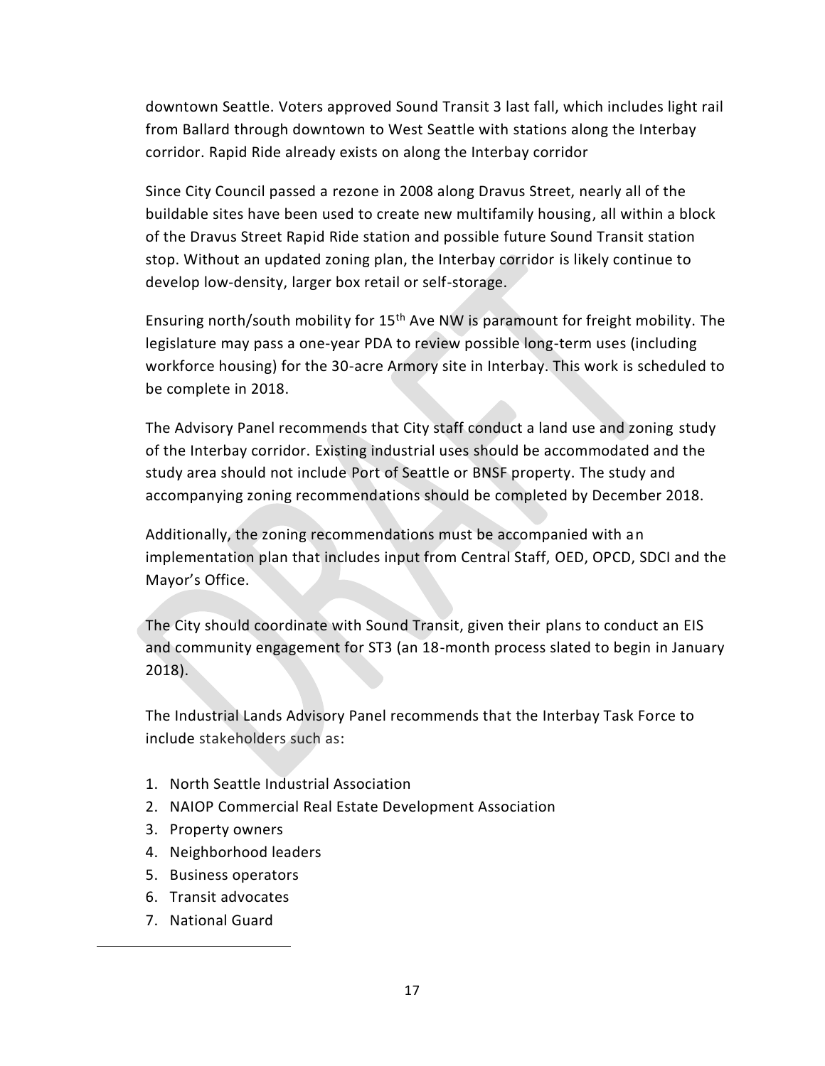downtown Seattle. Voters approved Sound Transit 3 last fall, which includes light rail from Ballard through downtown to West Seattle with stations along the Interbay corridor. Rapid Ride already exists on along the Interbay corridor

Since City Council passed a rezone in 2008 along Dravus Street, nearly all of the buildable sites have been used to create new multifamily housing, all within a block of the Dravus Street Rapid Ride station and possible future Sound Transit station stop. Without an updated zoning plan, the Interbay corridor is likely continue to develop low-density, larger box retail or self-storage.

Ensuring north/south mobility for 15th Ave NW is paramount for freight mobility. The legislature may pass a one-year PDA to review possible long-term uses (including workforce housing) for the 30-acre Armory site in Interbay. This work is scheduled to be complete in 2018.

The Advisory Panel recommends that City staff conduct a land use and zoning study of the Interbay corridor. Existing industrial uses should be accommodated and the study area should not include Port of Seattle or BNSF property. The study and accompanying zoning recommendations should be completed by December 2018.

Additionally, the zoning recommendations must be accompanied with an implementation plan that includes input from Central Staff, OED, OPCD, SDCI and the Mayor's Office.

The City should coordinate with Sound Transit, given their plans to conduct an EIS and community engagement for ST3 (an 18-month process slated to begin in January 2018).

The Industrial Lands Advisory Panel recommends that the Interbay Task Force to include stakeholders such as:

1. North Seattle Industrial Association
2. NAIOP Commercial Real Estate Development Association
3. Property owners
4. Neighborhood leaders
5. Business operators
6. Transit advocates
7. National Guard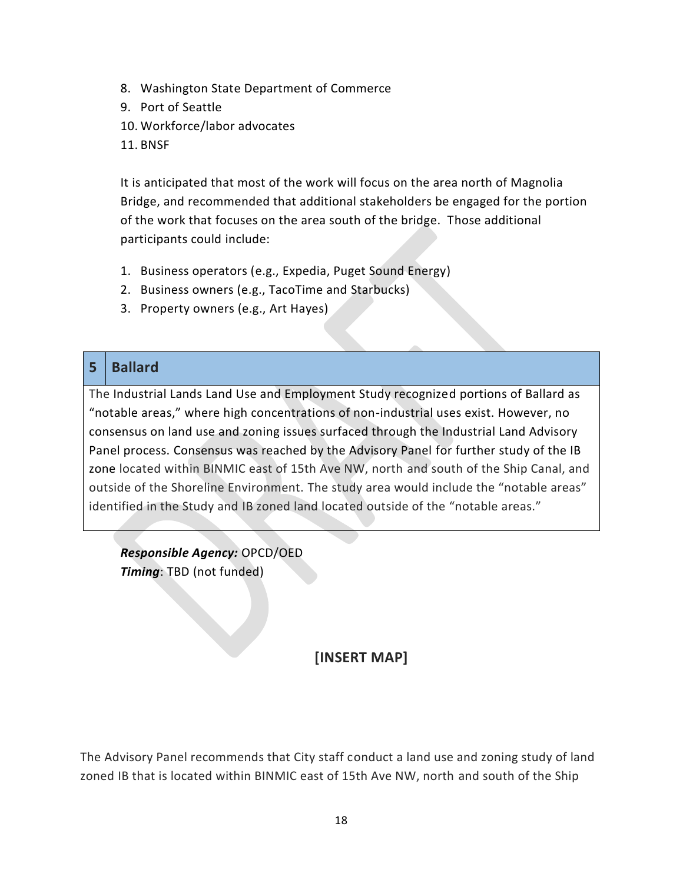8. Washington State Department of Commerce
9. Port of Seattle
10. Workforce/labor advocates
11. BNSF

It is anticipated that most of the work will focus on the area north of Magnolia Bridge, and recommended that additional stakeholders be engaged for the portion of the work that focuses on the area south of the bridge. Those additional participants could include:

1. Business operators (e.g., Expedia, Puget Sound Energy)
2. Business owners (e.g., TacoTime and Starbucks)
3. Property owners (e.g., Art Hayes)

| 5 | Ballard |
|---|---|
| The Industrial Lands Land Use and Employment Study recognized portions of Ballard as "notable areas," where high concentrations of non-industrial uses exist. However, no consensus on land use and zoning issues surfaced through the Industrial Land Advisory Panel process. Consensus was reached by the Advisory Panel for further study of the IB zone located within BINMIC east of 15th Ave NW, north and south of the Ship Canal, and outside of the Shoreline Environment. The study area would include the "notable areas" identified in the Study and IB zoned land located outside of the "notable areas." | |

***Responsible Agency:*** OPCD/OED
***Timing***: TBD (not funded)

**[INSERT MAP]**

The Advisory Panel recommends that City staff conduct a land use and zoning study of land zoned IB that is located within BINMIC east of 15th Ave NW, north and south of the Ship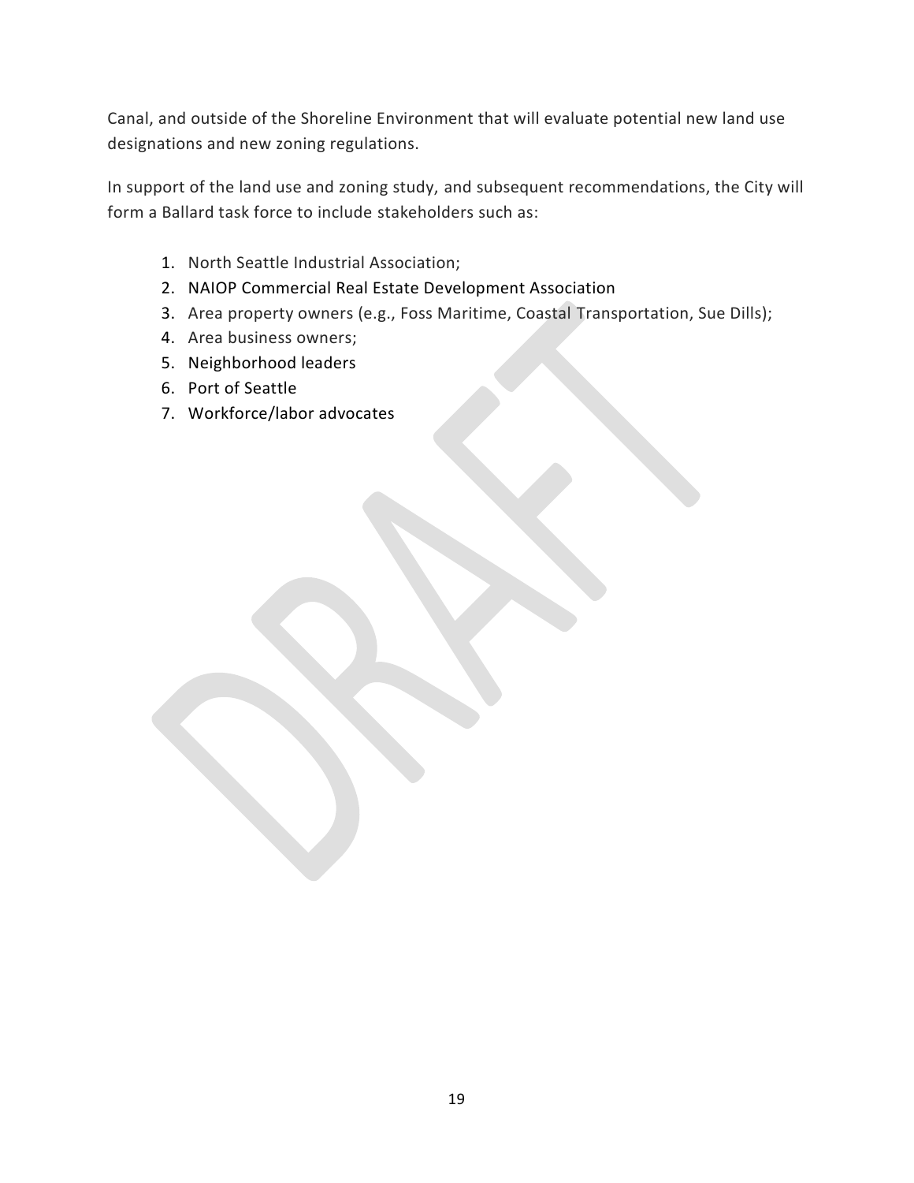Canal, and outside of the Shoreline Environment that will evaluate potential new land use designations and new zoning regulations.

In support of the land use and zoning study, and subsequent recommendations, the City will form a Ballard task force to include stakeholders such as:

1. North Seattle Industrial Association;
2. NAIOP Commercial Real Estate Development Association
3. Area property owners (e.g., Foss Maritime, Coastal Transportation, Sue Dills);
4. Area business owners;
5. Neighborhood leaders
6. Port of Seattle
7. Workforce/labor advocates